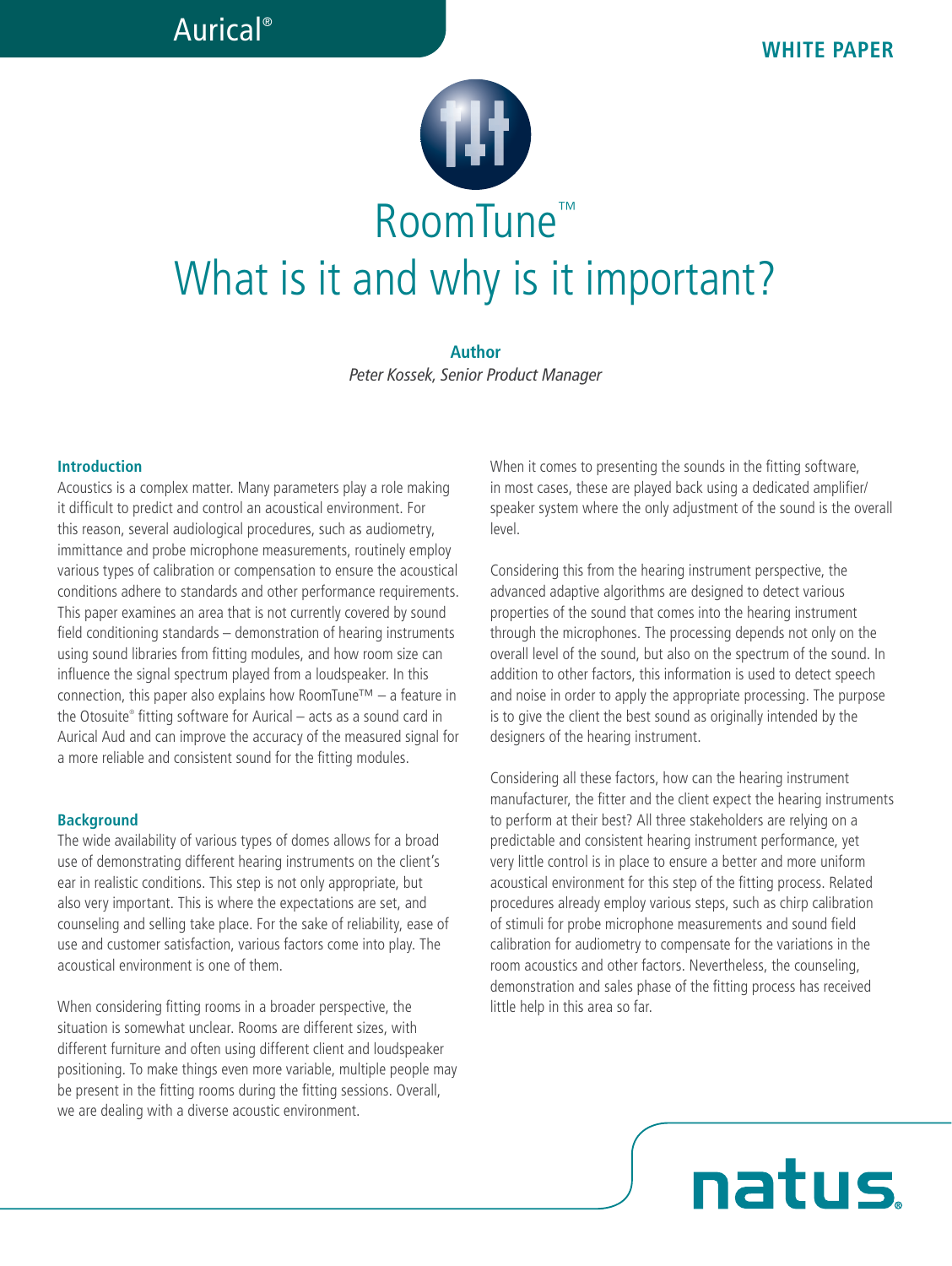Aurical®

**WHITE PAPER**

# RoomTune™
# What is it and why is it important?

**Author**
*Peter Kossek, Senior Product Manager*

### Introduction

Acoustics is a complex matter. Many parameters play a role making it difficult to predict and control an acoustical environment. For this reason, several audiological procedures, such as audiometry, immittance and probe microphone measurements, routinely employ various types of calibration or compensation to ensure the acoustical conditions adhere to standards and other performance requirements. This paper examines an area that is not currently covered by sound field conditioning standards – demonstration of hearing instruments using sound libraries from fitting modules, and how room size can influence the signal spectrum played from a loudspeaker. In this connection, this paper also explains how RoomTune™ – a feature in the Otosuite® fitting software for Aurical – acts as a sound card in Aurical Aud and can improve the accuracy of the measured signal for a more reliable and consistent sound for the fitting modules.

### Background

The wide availability of various types of domes allows for a broad use of demonstrating different hearing instruments on the client's ear in realistic conditions. This step is not only appropriate, but also very important. This is where the expectations are set, and counseling and selling take place. For the sake of reliability, ease of use and customer satisfaction, various factors come into play. The acoustical environment is one of them.

When considering fitting rooms in a broader perspective, the situation is somewhat unclear. Rooms are different sizes, with different furniture and often using different client and loudspeaker positioning. To make things even more variable, multiple people may be present in the fitting rooms during the fitting sessions. Overall, we are dealing with a diverse acoustic environment.

When it comes to presenting the sounds in the fitting software, in most cases, these are played back using a dedicated amplifier/speaker system where the only adjustment of the sound is the overall level.

Considering this from the hearing instrument perspective, the advanced adaptive algorithms are designed to detect various properties of the sound that comes into the hearing instrument through the microphones. The processing depends not only on the overall level of the sound, but also on the spectrum of the sound. In addition to other factors, this information is used to detect speech and noise in order to apply the appropriate processing. The purpose is to give the client the best sound as originally intended by the designers of the hearing instrument.

Considering all these factors, how can the hearing instrument manufacturer, the fitter and the client expect the hearing instruments to perform at their best? All three stakeholders are relying on a predictable and consistent hearing instrument performance, yet very little control is in place to ensure a better and more uniform acoustical environment for this step of the fitting process. Related procedures already employ various steps, such as chirp calibration of stimuli for probe microphone measurements and sound field calibration for audiometry to compensate for the variations in the room acoustics and other factors. Nevertheless, the counseling, demonstration and sales phase of the fitting process has received little help in this area so far.

natus.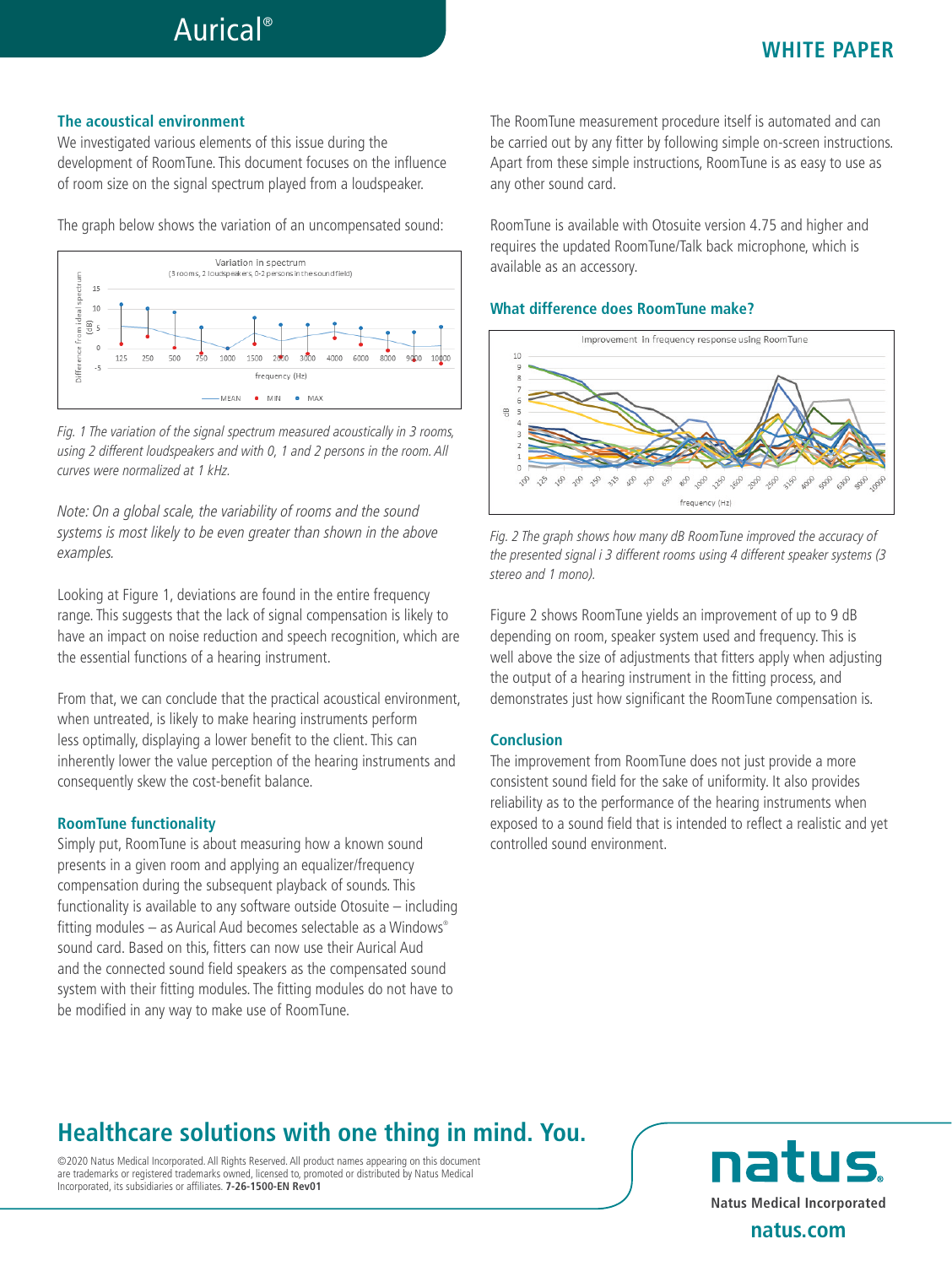## The acoustical environment

We investigated various elements of this issue during the development of RoomTune. This document focuses on the influence of room size on the signal spectrum played from a loudspeaker.

The graph below shows the variation of an uncompensated sound:

Variation in spectrum
(3 rooms, 2 loudspeakers, 0-2 persons in the sound field)

Difference from ideal spectrum (dB)

15
10
5
0
-5

125 250 500 750 1000 1500 2000 3000 4000 6000 8000 9000 10000

frequency (Hz)

MEAN MIN MAX

*Fig. 1 The variation of the signal spectrum measured acoustically in 3 rooms, using 2 different loudspeakers and with 0, 1 and 2 persons in the room. All curves were normalized at 1 kHz.*

*Note: On a global scale, the variability of rooms and the sound systems is most likely to be even greater than shown in the above examples.*

Looking at Figure 1, deviations are found in the entire frequency range. This suggests that the lack of signal compensation is likely to have an impact on noise reduction and speech recognition, which are the essential functions of a hearing instrument.

From that, we can conclude that the practical acoustical environment, when untreated, is likely to make hearing instruments perform less optimally, displaying a lower benefit to the client. This can inherently lower the value perception of the hearing instruments and consequently skew the cost-benefit balance.

## RoomTune functionality

Simply put, RoomTune is about measuring how a known sound presents in a given room and applying an equalizer/frequency compensation during the subsequent playback of sounds. This functionality is available to any software outside Otosuite – including fitting modules – as Aurical Aud becomes selectable as a Windows® sound card. Based on this, fitters can now use their Aurical Aud and the connected sound field speakers as the compensated sound system with their fitting modules. The fitting modules do not have to be modified in any way to make use of RoomTune.

The RoomTune measurement procedure itself is automated and can be carried out by any fitter by following simple on-screen instructions. Apart from these simple instructions, RoomTune is as easy to use as any other sound card.

RoomTune is available with Otosuite version 4.75 and higher and requires the updated RoomTune/Talk back microphone, which is available as an accessory.

## What difference does RoomTune make?

Improvement in frequency response using RoomTune

dB

10
9
8
7
6
5
4
3
2
1
0

100 125 160 200 250 315 400 500 630 800 1000 1250 1600 2000 2500 3150 4000 5000 6300 8000 10000

frequency (Hz)

*Fig. 2 The graph shows how many dB RoomTune improved the accuracy of the presented signal i 3 different rooms using 4 different speaker systems (3 stereo and 1 mono).*

Figure 2 shows RoomTune yields an improvement of up to 9 dB depending on room, speaker system used and frequency. This is well above the size of adjustments that fitters apply when adjusting the output of a hearing instrument in the fitting process, and demonstrates just how significant the RoomTune compensation is.

## Conclusion

The improvement from RoomTune does not just provide a more consistent sound field for the sake of uniformity. It also provides reliability as to the performance of the hearing instruments when exposed to a sound field that is intended to reflect a realistic and yet controlled sound environment.

## Healthcare solutions with one thing in mind. You.

©2020 Natus Medical Incorporated. All Rights Reserved. All product names appearing on this document are trademarks or registered trademarks owned, licensed to, promoted or distributed by Natus Medical Incorporated, its subsidiaries or affiliates. **7-26-1500-EN Rev01**

natus.

Natus Medical Incorporated

natus.com